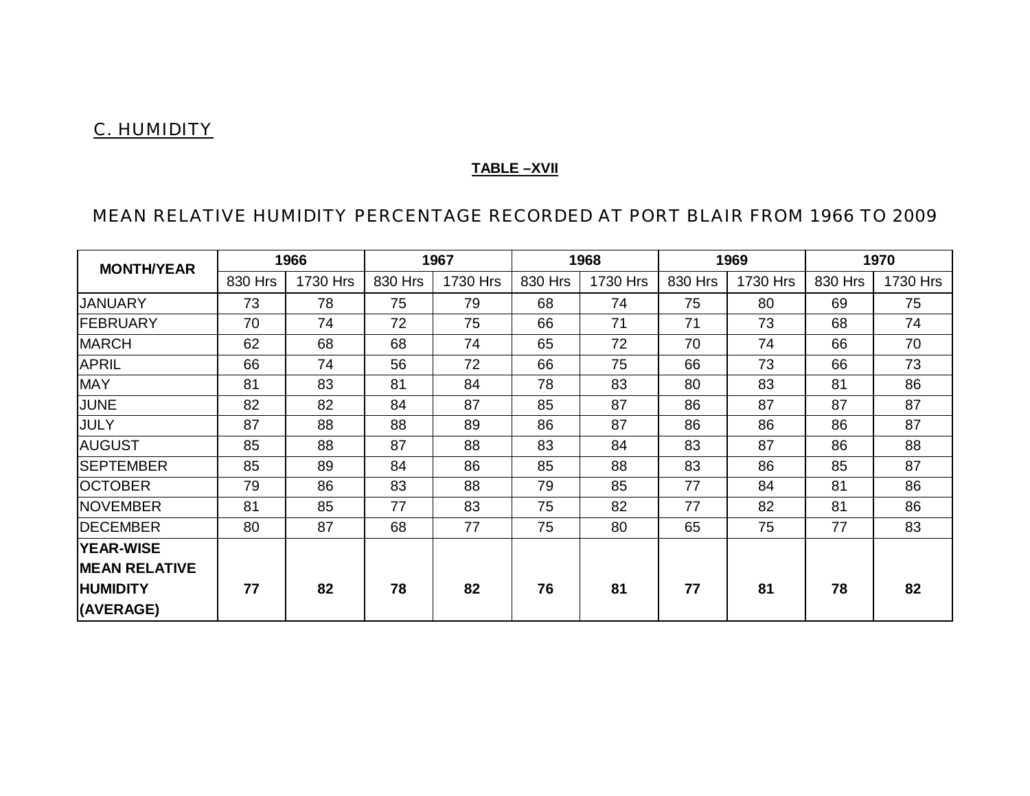## C. HUMIDITY

**TABLE –XVII**

### MEAN RELATIVE HUMIDITY PERCENTAGE RECORDED AT PORT BLAIR FROM 1966 TO 2009

| MONTH/YEAR | 1966 | | 1967 | | 1968 | | 1969 | | 1970 | |
|---|---|---|---|---|---|---|---|---|---|---|
| | 830 Hrs | 1730 Hrs | 830 Hrs | 1730 Hrs | 830 Hrs | 1730 Hrs | 830 Hrs | 1730 Hrs | 830 Hrs | 1730 Hrs |
| JANUARY | 73 | 78 | 75 | 79 | 68 | 74 | 75 | 80 | 69 | 75 |
| FEBRUARY | 70 | 74 | 72 | 75 | 66 | 71 | 71 | 73 | 68 | 74 |
| MARCH | 62 | 68 | 68 | 74 | 65 | 72 | 70 | 74 | 66 | 70 |
| APRIL | 66 | 74 | 56 | 72 | 66 | 75 | 66 | 73 | 66 | 73 |
| MAY | 81 | 83 | 81 | 84 | 78 | 83 | 80 | 83 | 81 | 86 |
| JUNE | 82 | 82 | 84 | 87 | 85 | 87 | 86 | 87 | 87 | 87 |
| JULY | 87 | 88 | 88 | 89 | 86 | 87 | 86 | 86 | 86 | 87 |
| AUGUST | 85 | 88 | 87 | 88 | 83 | 84 | 83 | 87 | 86 | 88 |
| SEPTEMBER | 85 | 89 | 84 | 86 | 85 | 88 | 83 | 86 | 85 | 87 |
| OCTOBER | 79 | 86 | 83 | 88 | 79 | 85 | 77 | 84 | 81 | 86 |
| NOVEMBER | 81 | 85 | 77 | 83 | 75 | 82 | 77 | 82 | 81 | 86 |
| DECEMBER | 80 | 87 | 68 | 77 | 75 | 80 | 65 | 75 | 77 | 83 |
| **YEAR-WISE MEAN RELATIVE HUMIDITY (AVERAGE)** | **77** | **82** | **78** | **82** | **76** | **81** | **77** | **81** | **78** | **82** |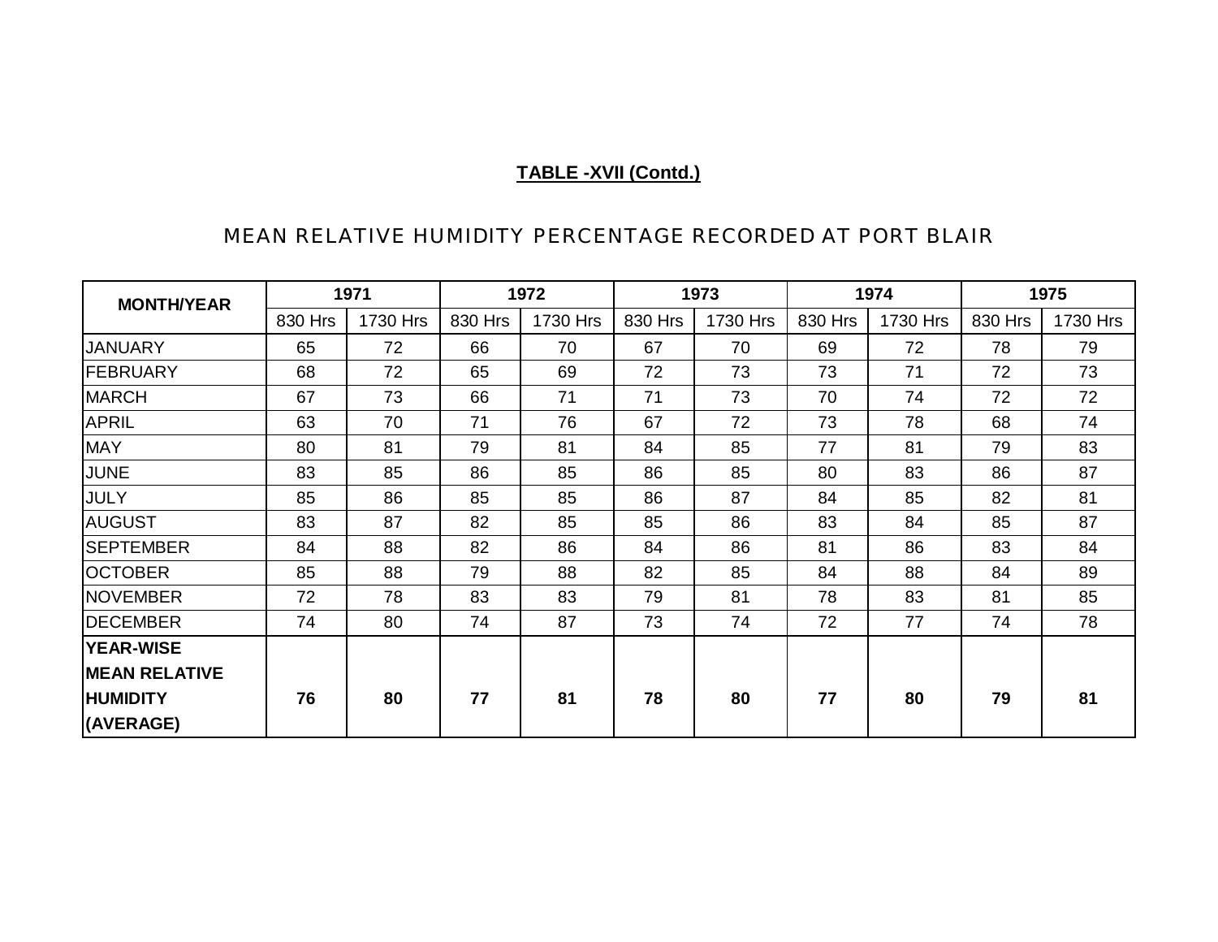**TABLE -XVII (Contd.)**

## MEAN RELATIVE HUMIDITY PERCENTAGE RECORDED AT PORT BLAIR

| MONTH/YEAR | 1971 | | 1972 | | 1973 | | 1974 | | 1975 | |
|---|---|---|---|---|---|---|---|---|---|---|
| | 830 Hrs | 1730 Hrs | 830 Hrs | 1730 Hrs | 830 Hrs | 1730 Hrs | 830 Hrs | 1730 Hrs | 830 Hrs | 1730 Hrs |
| JANUARY | 65 | 72 | 66 | 70 | 67 | 70 | 69 | 72 | 78 | 79 |
| FEBRUARY | 68 | 72 | 65 | 69 | 72 | 73 | 73 | 71 | 72 | 73 |
| MARCH | 67 | 73 | 66 | 71 | 71 | 73 | 70 | 74 | 72 | 72 |
| APRIL | 63 | 70 | 71 | 76 | 67 | 72 | 73 | 78 | 68 | 74 |
| MAY | 80 | 81 | 79 | 81 | 84 | 85 | 77 | 81 | 79 | 83 |
| JUNE | 83 | 85 | 86 | 85 | 86 | 85 | 80 | 83 | 86 | 87 |
| JULY | 85 | 86 | 85 | 85 | 86 | 87 | 84 | 85 | 82 | 81 |
| AUGUST | 83 | 87 | 82 | 85 | 85 | 86 | 83 | 84 | 85 | 87 |
| SEPTEMBER | 84 | 88 | 82 | 86 | 84 | 86 | 81 | 86 | 83 | 84 |
| OCTOBER | 85 | 88 | 79 | 88 | 82 | 85 | 84 | 88 | 84 | 89 |
| NOVEMBER | 72 | 78 | 83 | 83 | 79 | 81 | 78 | 83 | 81 | 85 |
| DECEMBER | 74 | 80 | 74 | 87 | 73 | 74 | 72 | 77 | 74 | 78 |
| **YEAR-WISE MEAN RELATIVE HUMIDITY (AVERAGE)** | **76** | **80** | **77** | **81** | **78** | **80** | **77** | **80** | **79** | **81** |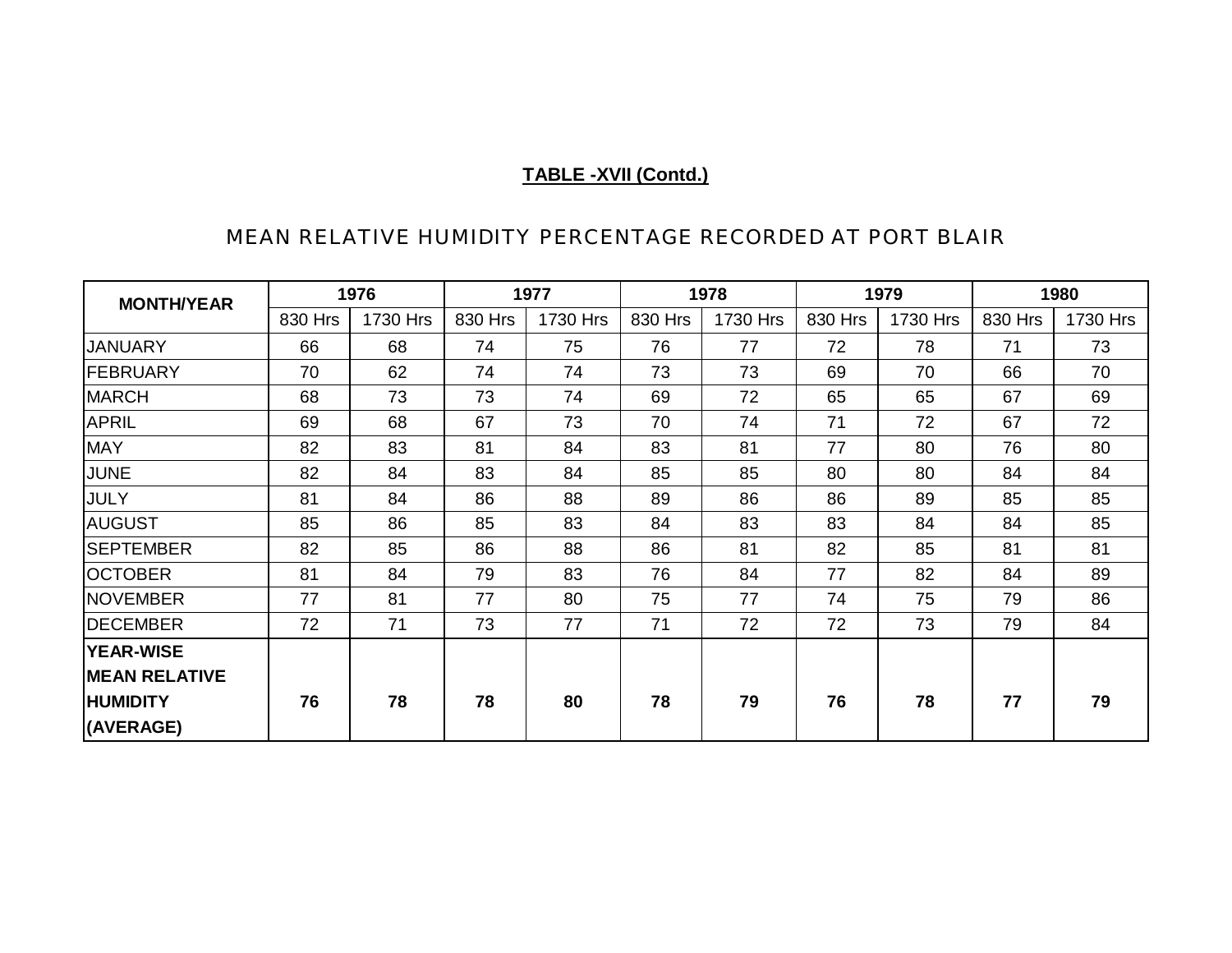**TABLE -XVII (Contd.)**

## MEAN RELATIVE HUMIDITY PERCENTAGE RECORDED AT PORT BLAIR

| MONTH/YEAR | 1976 | | 1977 | | 1978 | | 1979 | | 1980 | |
|---|---|---|---|---|---|---|---|---|---|---|
| | 830 Hrs | 1730 Hrs | 830 Hrs | 1730 Hrs | 830 Hrs | 1730 Hrs | 830 Hrs | 1730 Hrs | 830 Hrs | 1730 Hrs |
| JANUARY | 66 | 68 | 74 | 75 | 76 | 77 | 72 | 78 | 71 | 73 |
| FEBRUARY | 70 | 62 | 74 | 74 | 73 | 73 | 69 | 70 | 66 | 70 |
| MARCH | 68 | 73 | 73 | 74 | 69 | 72 | 65 | 65 | 67 | 69 |
| APRIL | 69 | 68 | 67 | 73 | 70 | 74 | 71 | 72 | 67 | 72 |
| MAY | 82 | 83 | 81 | 84 | 83 | 81 | 77 | 80 | 76 | 80 |
| JUNE | 82 | 84 | 83 | 84 | 85 | 85 | 80 | 80 | 84 | 84 |
| JULY | 81 | 84 | 86 | 88 | 89 | 86 | 86 | 89 | 85 | 85 |
| AUGUST | 85 | 86 | 85 | 83 | 84 | 83 | 83 | 84 | 84 | 85 |
| SEPTEMBER | 82 | 85 | 86 | 88 | 86 | 81 | 82 | 85 | 81 | 81 |
| OCTOBER | 81 | 84 | 79 | 83 | 76 | 84 | 77 | 82 | 84 | 89 |
| NOVEMBER | 77 | 81 | 77 | 80 | 75 | 77 | 74 | 75 | 79 | 86 |
| DECEMBER | 72 | 71 | 73 | 77 | 71 | 72 | 72 | 73 | 79 | 84 |
| **YEAR-WISE MEAN RELATIVE HUMIDITY (AVERAGE)** | **76** | **78** | **78** | **80** | **78** | **79** | **76** | **78** | **77** | **79** |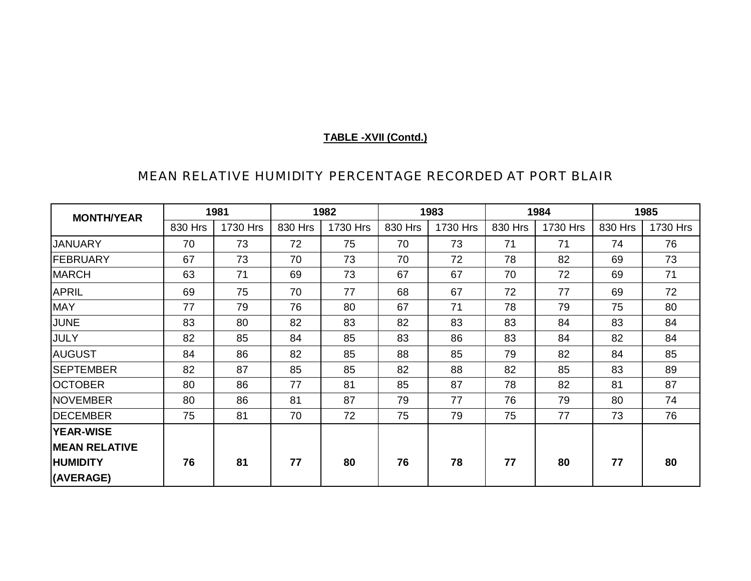**TABLE -XVII (Contd.)**

## MEAN RELATIVE HUMIDITY PERCENTAGE RECORDED AT PORT BLAIR

| MONTH/YEAR | 1981 | | 1982 | | 1983 | | 1984 | | 1985 | |
|---|---|---|---|---|---|---|---|---|---|---|
| | 830 Hrs | 1730 Hrs | 830 Hrs | 1730 Hrs | 830 Hrs | 1730 Hrs | 830 Hrs | 1730 Hrs | 830 Hrs | 1730 Hrs |
| JANUARY | 70 | 73 | 72 | 75 | 70 | 73 | 71 | 71 | 74 | 76 |
| FEBRUARY | 67 | 73 | 70 | 73 | 70 | 72 | 78 | 82 | 69 | 73 |
| MARCH | 63 | 71 | 69 | 73 | 67 | 67 | 70 | 72 | 69 | 71 |
| APRIL | 69 | 75 | 70 | 77 | 68 | 67 | 72 | 77 | 69 | 72 |
| MAY | 77 | 79 | 76 | 80 | 67 | 71 | 78 | 79 | 75 | 80 |
| JUNE | 83 | 80 | 82 | 83 | 82 | 83 | 83 | 84 | 83 | 84 |
| JULY | 82 | 85 | 84 | 85 | 83 | 86 | 83 | 84 | 82 | 84 |
| AUGUST | 84 | 86 | 82 | 85 | 88 | 85 | 79 | 82 | 84 | 85 |
| SEPTEMBER | 82 | 87 | 85 | 85 | 82 | 88 | 82 | 85 | 83 | 89 |
| OCTOBER | 80 | 86 | 77 | 81 | 85 | 87 | 78 | 82 | 81 | 87 |
| NOVEMBER | 80 | 86 | 81 | 87 | 79 | 77 | 76 | 79 | 80 | 74 |
| DECEMBER | 75 | 81 | 70 | 72 | 75 | 79 | 75 | 77 | 73 | 76 |
| **YEAR-WISE MEAN RELATIVE HUMIDITY (AVERAGE)** | **76** | **81** | **77** | **80** | **76** | **78** | **77** | **80** | **77** | **80** |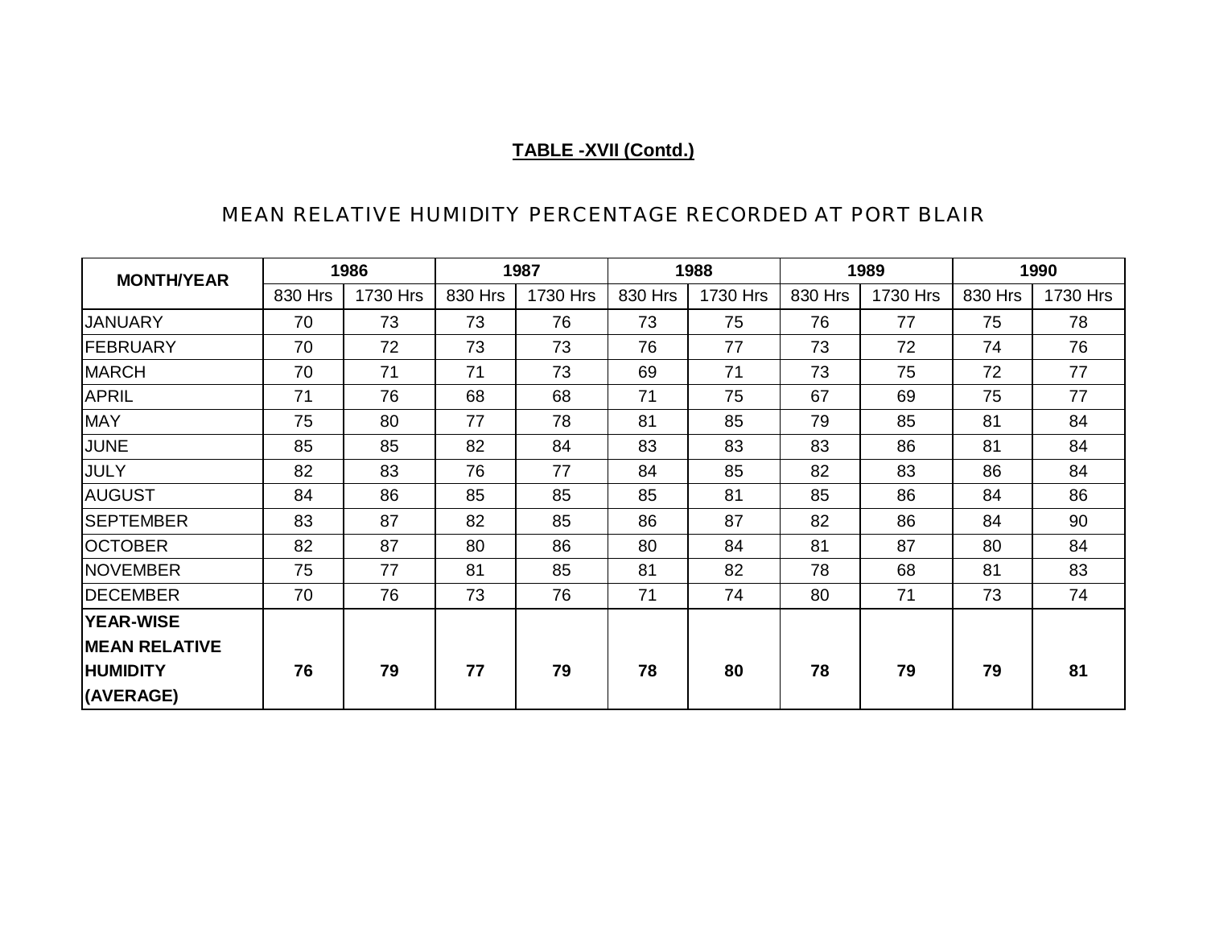**TABLE -XVII (Contd.)**

## MEAN RELATIVE HUMIDITY PERCENTAGE RECORDED AT PORT BLAIR

| MONTH/YEAR | 1986 | | 1987 | | 1988 | | 1989 | | 1990 | |
|---|---|---|---|---|---|---|---|---|---|---|
| | 830 Hrs | 1730 Hrs | 830 Hrs | 1730 Hrs | 830 Hrs | 1730 Hrs | 830 Hrs | 1730 Hrs | 830 Hrs | 1730 Hrs |
| JANUARY | 70 | 73 | 73 | 76 | 73 | 75 | 76 | 77 | 75 | 78 |
| FEBRUARY | 70 | 72 | 73 | 73 | 76 | 77 | 73 | 72 | 74 | 76 |
| MARCH | 70 | 71 | 71 | 73 | 69 | 71 | 73 | 75 | 72 | 77 |
| APRIL | 71 | 76 | 68 | 68 | 71 | 75 | 67 | 69 | 75 | 77 |
| MAY | 75 | 80 | 77 | 78 | 81 | 85 | 79 | 85 | 81 | 84 |
| JUNE | 85 | 85 | 82 | 84 | 83 | 83 | 83 | 86 | 81 | 84 |
| JULY | 82 | 83 | 76 | 77 | 84 | 85 | 82 | 83 | 86 | 84 |
| AUGUST | 84 | 86 | 85 | 85 | 85 | 81 | 85 | 86 | 84 | 86 |
| SEPTEMBER | 83 | 87 | 82 | 85 | 86 | 87 | 82 | 86 | 84 | 90 |
| OCTOBER | 82 | 87 | 80 | 86 | 80 | 84 | 81 | 87 | 80 | 84 |
| NOVEMBER | 75 | 77 | 81 | 85 | 81 | 82 | 78 | 68 | 81 | 83 |
| DECEMBER | 70 | 76 | 73 | 76 | 71 | 74 | 80 | 71 | 73 | 74 |
| **YEAR-WISE MEAN RELATIVE HUMIDITY (AVERAGE)** | **76** | **79** | **77** | **79** | **78** | **80** | **78** | **79** | **79** | **81** |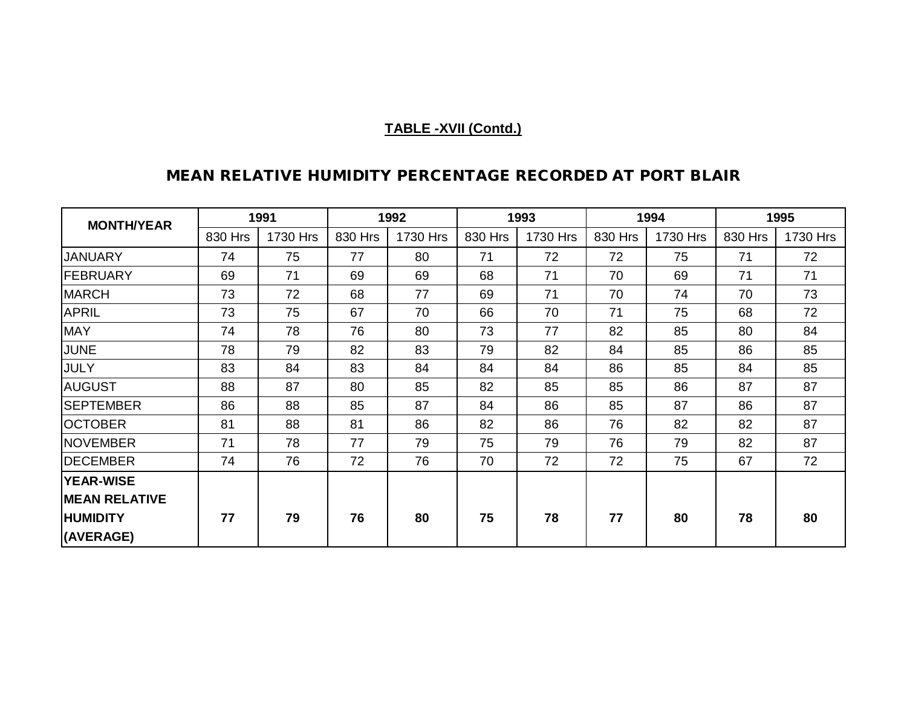**TABLE -XVII (Contd.)**

## MEAN RELATIVE HUMIDITY PERCENTAGE RECORDED AT PORT BLAIR

| MONTH/YEAR | 1991 | | 1992 | | 1993 | | 1994 | | 1995 | |
|---|---|---|---|---|---|---|---|---|---|---|
| | 830 Hrs | 1730 Hrs | 830 Hrs | 1730 Hrs | 830 Hrs | 1730 Hrs | 830 Hrs | 1730 Hrs | 830 Hrs | 1730 Hrs |
| JANUARY | 74 | 75 | 77 | 80 | 71 | 72 | 72 | 75 | 71 | 72 |
| FEBRUARY | 69 | 71 | 69 | 69 | 68 | 71 | 70 | 69 | 71 | 71 |
| MARCH | 73 | 72 | 68 | 77 | 69 | 71 | 70 | 74 | 70 | 73 |
| APRIL | 73 | 75 | 67 | 70 | 66 | 70 | 71 | 75 | 68 | 72 |
| MAY | 74 | 78 | 76 | 80 | 73 | 77 | 82 | 85 | 80 | 84 |
| JUNE | 78 | 79 | 82 | 83 | 79 | 82 | 84 | 85 | 86 | 85 |
| JULY | 83 | 84 | 83 | 84 | 84 | 84 | 86 | 85 | 84 | 85 |
| AUGUST | 88 | 87 | 80 | 85 | 82 | 85 | 85 | 86 | 87 | 87 |
| SEPTEMBER | 86 | 88 | 85 | 87 | 84 | 86 | 85 | 87 | 86 | 87 |
| OCTOBER | 81 | 88 | 81 | 86 | 82 | 86 | 76 | 82 | 82 | 87 |
| NOVEMBER | 71 | 78 | 77 | 79 | 75 | 79 | 76 | 79 | 82 | 87 |
| DECEMBER | 74 | 76 | 72 | 76 | 70 | 72 | 72 | 75 | 67 | 72 |
| **YEAR-WISE MEAN RELATIVE HUMIDITY (AVERAGE)** | **77** | **79** | **76** | **80** | **75** | **78** | **77** | **80** | **78** | **80** |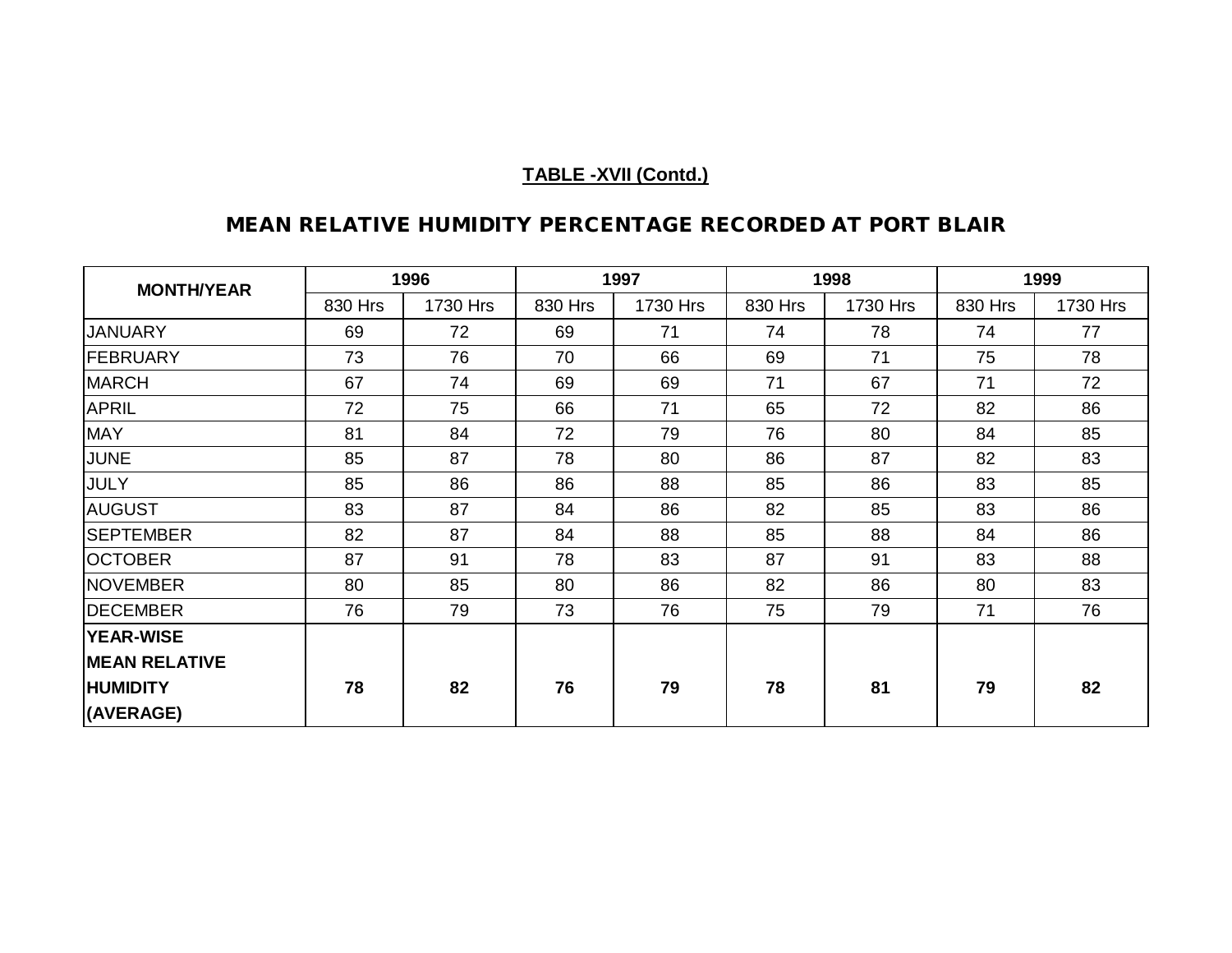**TABLE -XVII (Contd.)**

## MEAN RELATIVE HUMIDITY PERCENTAGE RECORDED AT PORT BLAIR

| MONTH/YEAR | 1996 | | 1997 | | 1998 | | 1999 | |
|---|---|---|---|---|---|---|---|---|
| | 830 Hrs | 1730 Hrs | 830 Hrs | 1730 Hrs | 830 Hrs | 1730 Hrs | 830 Hrs | 1730 Hrs |
| JANUARY | 69 | 72 | 69 | 71 | 74 | 78 | 74 | 77 |
| FEBRUARY | 73 | 76 | 70 | 66 | 69 | 71 | 75 | 78 |
| MARCH | 67 | 74 | 69 | 69 | 71 | 67 | 71 | 72 |
| APRIL | 72 | 75 | 66 | 71 | 65 | 72 | 82 | 86 |
| MAY | 81 | 84 | 72 | 79 | 76 | 80 | 84 | 85 |
| JUNE | 85 | 87 | 78 | 80 | 86 | 87 | 82 | 83 |
| JULY | 85 | 86 | 86 | 88 | 85 | 86 | 83 | 85 |
| AUGUST | 83 | 87 | 84 | 86 | 82 | 85 | 83 | 86 |
| SEPTEMBER | 82 | 87 | 84 | 88 | 85 | 88 | 84 | 86 |
| OCTOBER | 87 | 91 | 78 | 83 | 87 | 91 | 83 | 88 |
| NOVEMBER | 80 | 85 | 80 | 86 | 82 | 86 | 80 | 83 |
| DECEMBER | 76 | 79 | 73 | 76 | 75 | 79 | 71 | 76 |
| **YEAR-WISE MEAN RELATIVE HUMIDITY (AVERAGE)** | **78** | **82** | **76** | **79** | **78** | **81** | **79** | **82** |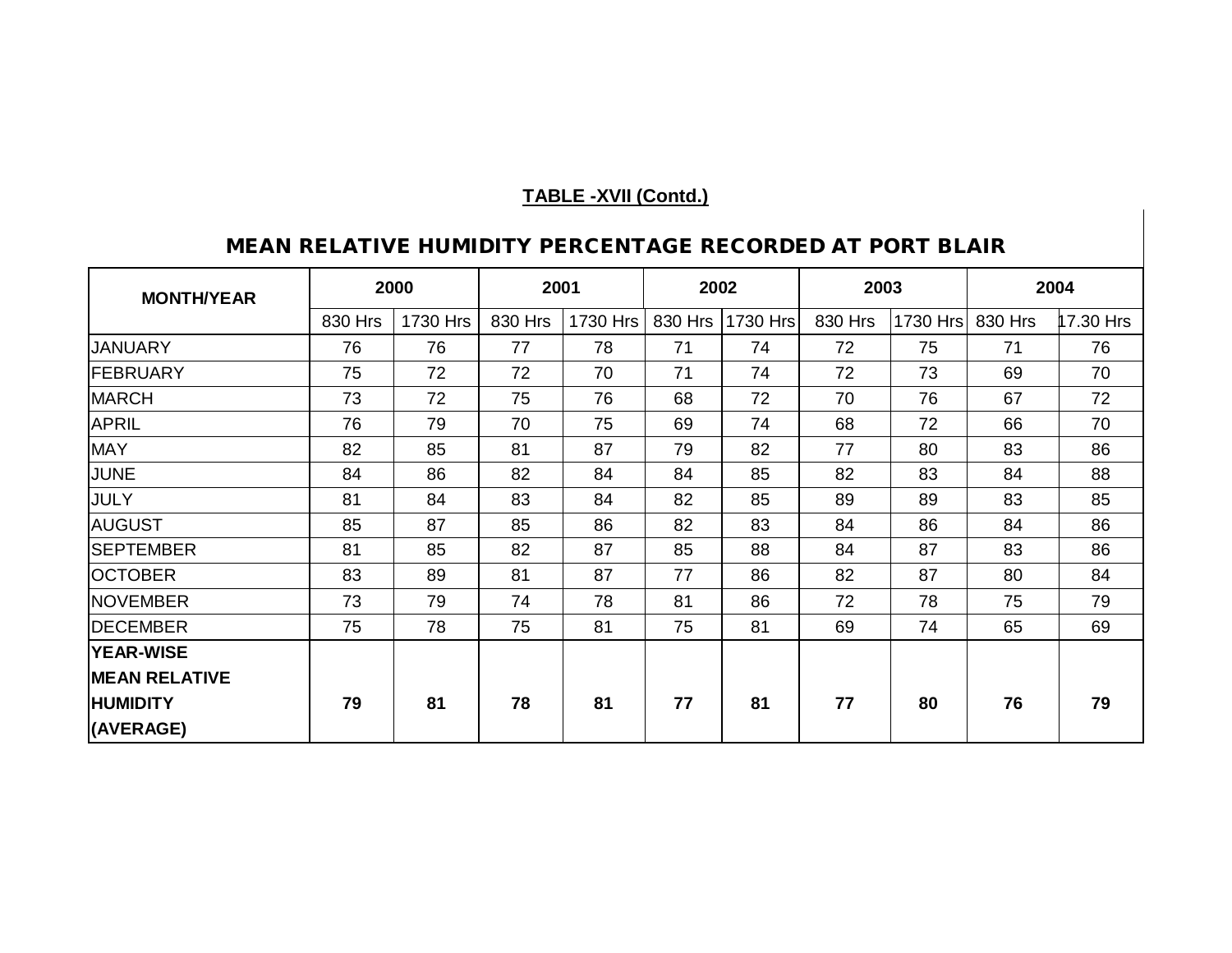**TABLE -XVII (Contd.)**

## MEAN RELATIVE HUMIDITY PERCENTAGE RECORDED AT PORT BLAIR

| MONTH/YEAR | 2000 | | 2001 | | 2002 | | 2003 | | 2004 | |
|---|---|---|---|---|---|---|---|---|---|---|
| | 830 Hrs | 1730 Hrs | 830 Hrs | 1730 Hrs | 830 Hrs | 1730 Hrs | 830 Hrs | 1730 Hrs | 830 Hrs | 17.30 Hrs |
| JANUARY | 76 | 76 | 77 | 78 | 71 | 74 | 72 | 75 | 71 | 76 |
| FEBRUARY | 75 | 72 | 72 | 70 | 71 | 74 | 72 | 73 | 69 | 70 |
| MARCH | 73 | 72 | 75 | 76 | 68 | 72 | 70 | 76 | 67 | 72 |
| APRIL | 76 | 79 | 70 | 75 | 69 | 74 | 68 | 72 | 66 | 70 |
| MAY | 82 | 85 | 81 | 87 | 79 | 82 | 77 | 80 | 83 | 86 |
| JUNE | 84 | 86 | 82 | 84 | 84 | 85 | 82 | 83 | 84 | 88 |
| JULY | 81 | 84 | 83 | 84 | 82 | 85 | 89 | 89 | 83 | 85 |
| AUGUST | 85 | 87 | 85 | 86 | 82 | 83 | 84 | 86 | 84 | 86 |
| SEPTEMBER | 81 | 85 | 82 | 87 | 85 | 88 | 84 | 87 | 83 | 86 |
| OCTOBER | 83 | 89 | 81 | 87 | 77 | 86 | 82 | 87 | 80 | 84 |
| NOVEMBER | 73 | 79 | 74 | 78 | 81 | 86 | 72 | 78 | 75 | 79 |
| DECEMBER | 75 | 78 | 75 | 81 | 75 | 81 | 69 | 74 | 65 | 69 |
| **YEAR-WISE MEAN RELATIVE HUMIDITY (AVERAGE)** | **79** | **81** | **78** | **81** | **77** | **81** | **77** | **80** | **76** | **79** |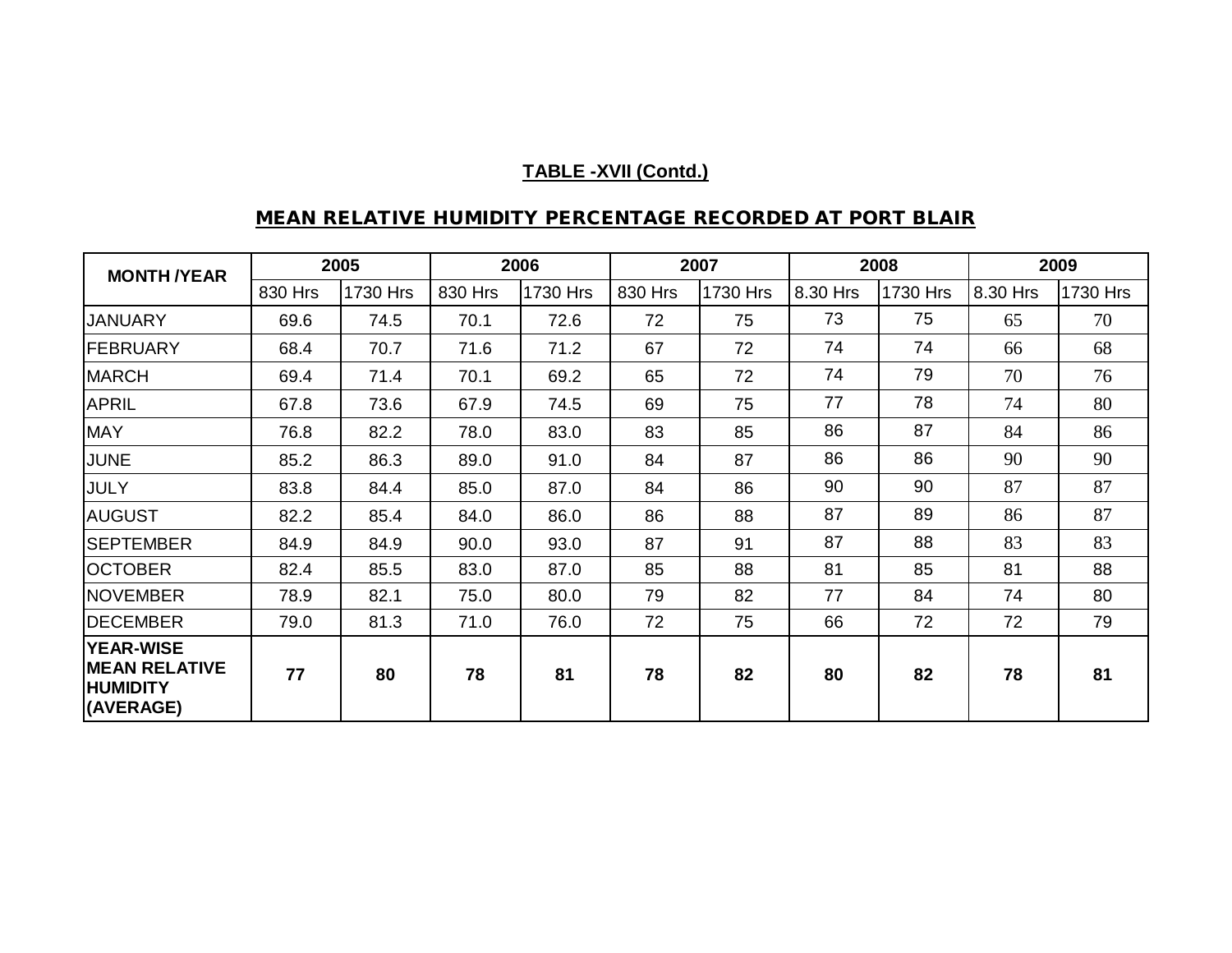**TABLE -XVII (Contd.)**

**MEAN RELATIVE HUMIDITY PERCENTAGE RECORDED AT PORT BLAIR**

| MONTH /YEAR | 2005 | | 2006 | | 2007 | | 2008 | | 2009 | |
|---|---|---|---|---|---|---|---|---|---|---|
| | 830 Hrs | 1730 Hrs | 830 Hrs | 1730 Hrs | 830 Hrs | 1730 Hrs | 8.30 Hrs | 1730 Hrs | 8.30 Hrs | 1730 Hrs |
| JANUARY | 69.6 | 74.5 | 70.1 | 72.6 | 72 | 75 | 73 | 75 | 65 | 70 |
| FEBRUARY | 68.4 | 70.7 | 71.6 | 71.2 | 67 | 72 | 74 | 74 | 66 | 68 |
| MARCH | 69.4 | 71.4 | 70.1 | 69.2 | 65 | 72 | 74 | 79 | 70 | 76 |
| APRIL | 67.8 | 73.6 | 67.9 | 74.5 | 69 | 75 | 77 | 78 | 74 | 80 |
| MAY | 76.8 | 82.2 | 78.0 | 83.0 | 83 | 85 | 86 | 87 | 84 | 86 |
| JUNE | 85.2 | 86.3 | 89.0 | 91.0 | 84 | 87 | 86 | 86 | 90 | 90 |
| JULY | 83.8 | 84.4 | 85.0 | 87.0 | 84 | 86 | 90 | 90 | 87 | 87 |
| AUGUST | 82.2 | 85.4 | 84.0 | 86.0 | 86 | 88 | 87 | 89 | 86 | 87 |
| SEPTEMBER | 84.9 | 84.9 | 90.0 | 93.0 | 87 | 91 | 87 | 88 | 83 | 83 |
| OCTOBER | 82.4 | 85.5 | 83.0 | 87.0 | 85 | 88 | 81 | 85 | 81 | 88 |
| NOVEMBER | 78.9 | 82.1 | 75.0 | 80.0 | 79 | 82 | 77 | 84 | 74 | 80 |
| DECEMBER | 79.0 | 81.3 | 71.0 | 76.0 | 72 | 75 | 66 | 72 | 72 | 79 |
| **YEAR-WISE MEAN RELATIVE HUMIDITY (AVERAGE)** | **77** | **80** | **78** | **81** | **78** | **82** | **80** | **82** | **78** | **81** |